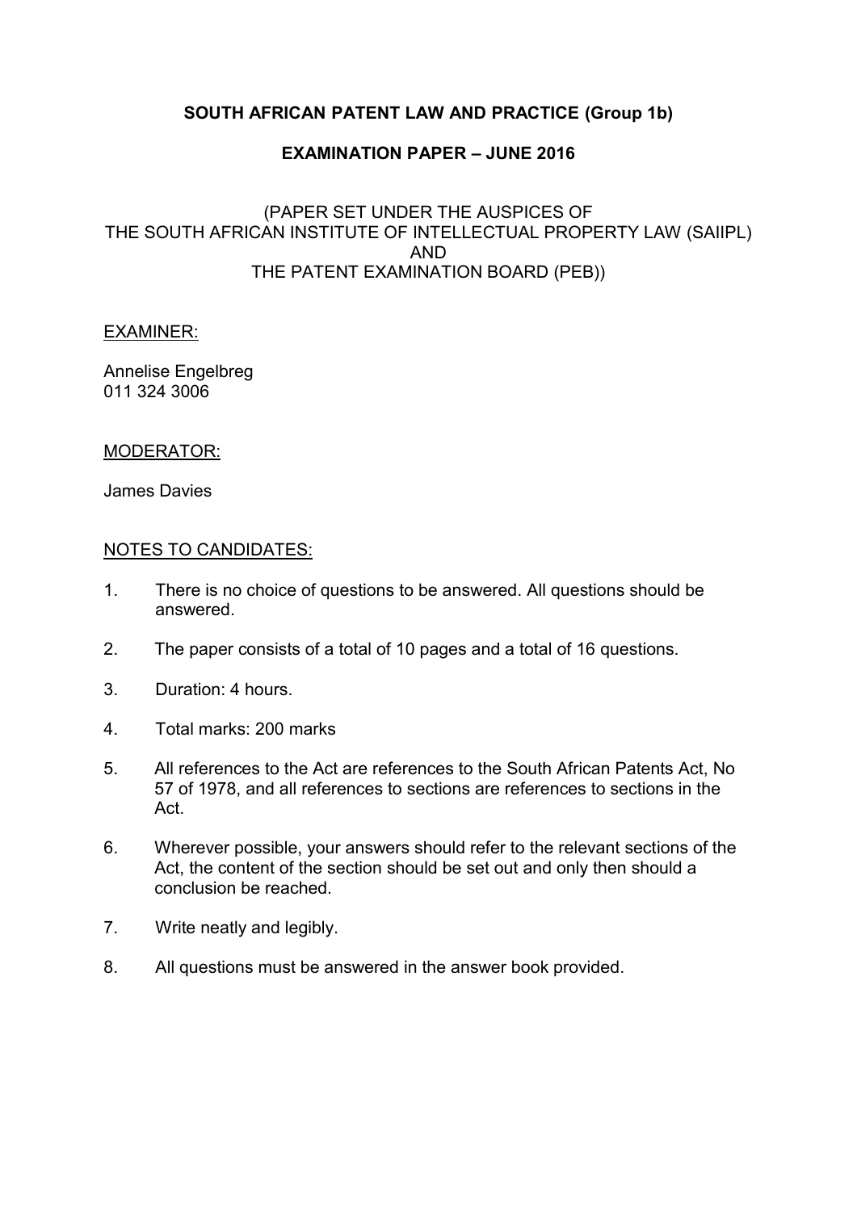**SOUTH AFRICAN PATENT LAW AND PRACTICE (Group 1b)**

**EXAMINATION PAPER – JUNE 2016**

(PAPER SET UNDER THE AUSPICES OF
THE SOUTH AFRICAN INSTITUTE OF INTELLECTUAL PROPERTY LAW (SAIIPL)
AND
THE PATENT EXAMINATION BOARD (PEB))

<u>EXAMINER:</u>

Annelise Engelbreg
011 324 3006

<u>MODERATOR:</u>

James Davies

<u>NOTES TO CANDIDATES:</u>

1. There is no choice of questions to be answered. All questions should be answered.
2. The paper consists of a total of 10 pages and a total of 16 questions.
3. Duration: 4 hours.
4. Total marks: 200 marks
5. All references to the Act are references to the South African Patents Act, No 57 of 1978, and all references to sections are references to sections in the Act.
6. Wherever possible, your answers should refer to the relevant sections of the Act, the content of the section should be set out and only then should a conclusion be reached.
7. Write neatly and legibly.
8. All questions must be answered in the answer book provided.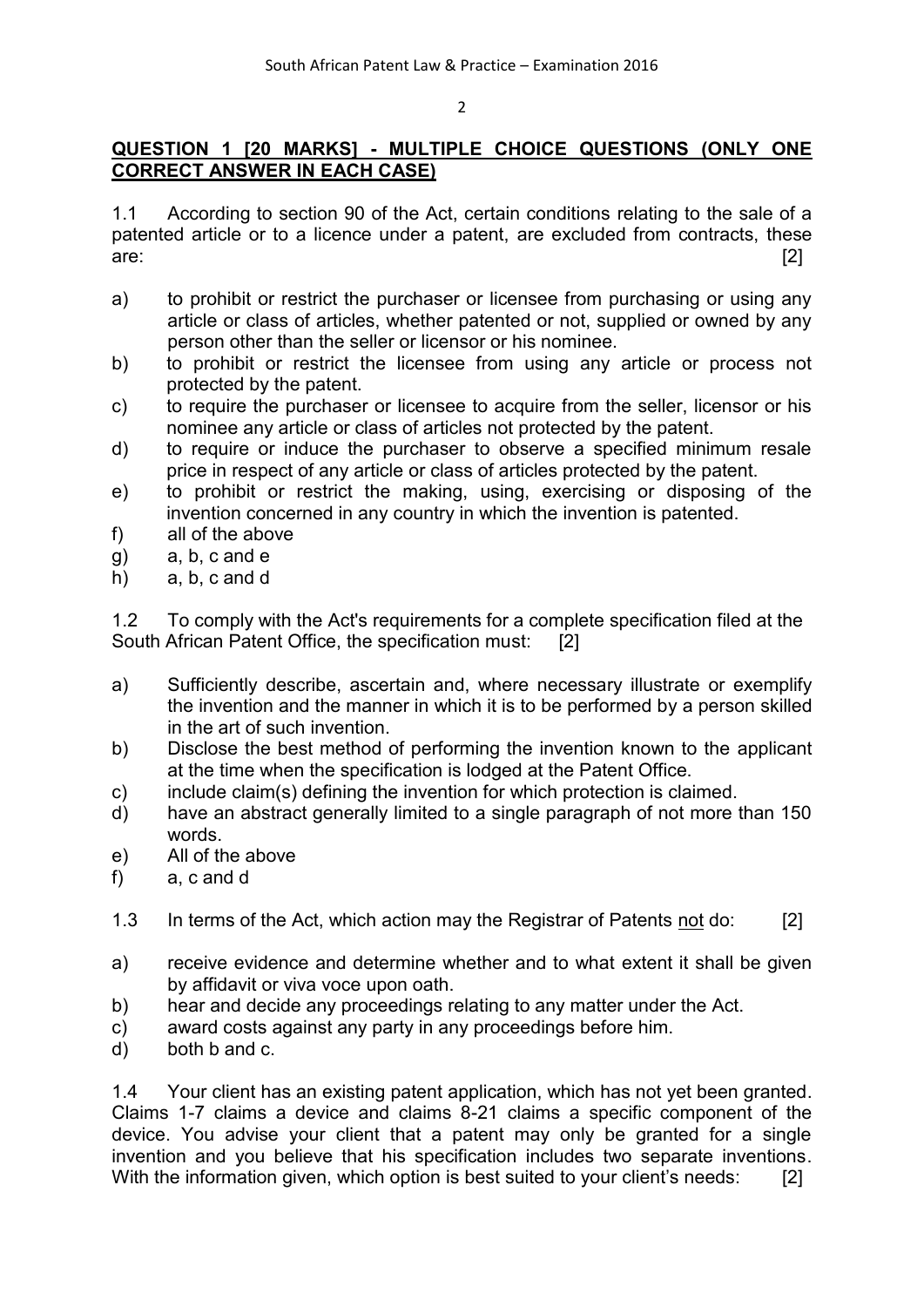## QUESTION 1 [20 MARKS] - MULTIPLE CHOICE QUESTIONS (ONLY ONE CORRECT ANSWER IN EACH CASE)

1.1 According to section 90 of the Act, certain conditions relating to the sale of a patented article or to a licence under a patent, are excluded from contracts, these are: [2]

a) to prohibit or restrict the purchaser or licensee from purchasing or using any article or class of articles, whether patented or not, supplied or owned by any person other than the seller or licensor or his nominee.
b) to prohibit or restrict the licensee from using any article or process not protected by the patent.
c) to require the purchaser or licensee to acquire from the seller, licensor or his nominee any article or class of articles not protected by the patent.
d) to require or induce the purchaser to observe a specified minimum resale price in respect of any article or class of articles protected by the patent.
e) to prohibit or restrict the making, using, exercising or disposing of the invention concerned in any country in which the invention is patented.
f) all of the above
g) a, b, c and e
h) a, b, c and d

1.2 To comply with the Act's requirements for a complete specification filed at the South African Patent Office, the specification must: [2]

a) Sufficiently describe, ascertain and, where necessary illustrate or exemplify the invention and the manner in which it is to be performed by a person skilled in the art of such invention.
b) Disclose the best method of performing the invention known to the applicant at the time when the specification is lodged at the Patent Office.
c) include claim(s) defining the invention for which protection is claimed.
d) have an abstract generally limited to a single paragraph of not more than 150 words.
e) All of the above
f) a, c and d

1.3 In terms of the Act, which action may the Registrar of Patents not do: [2]

a) receive evidence and determine whether and to what extent it shall be given by affidavit or viva voce upon oath.
b) hear and decide any proceedings relating to any matter under the Act.
c) award costs against any party in any proceedings before him.
d) both b and c.

1.4 Your client has an existing patent application, which has not yet been granted. Claims 1-7 claims a device and claims 8-21 claims a specific component of the device. You advise your client that a patent may only be granted for a single invention and you believe that his specification includes two separate inventions. With the information given, which option is best suited to your client's needs: [2]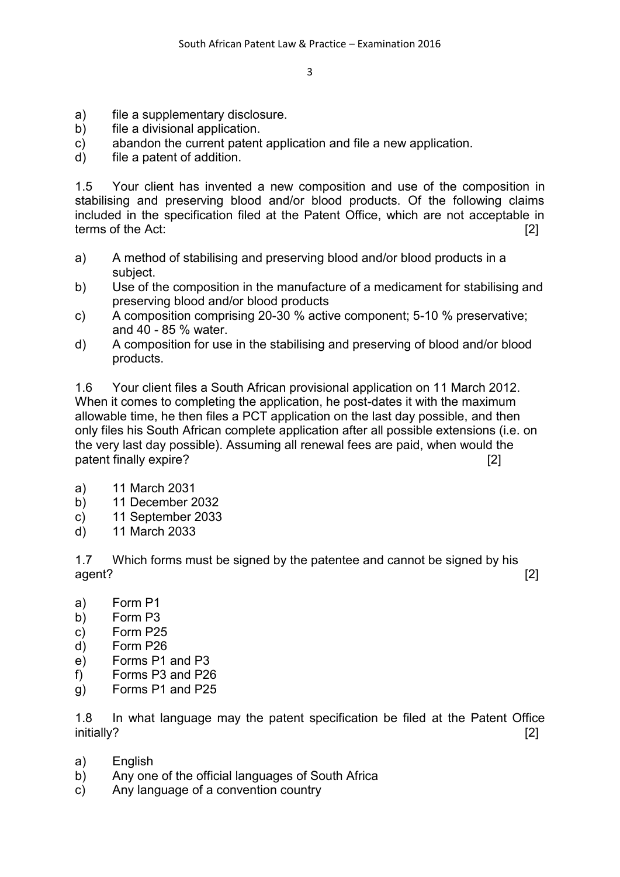a) file a supplementary disclosure.
b) file a divisional application.
c) abandon the current patent application and file a new application.
d) file a patent of addition.

1.5 Your client has invented a new composition and use of the composition in stabilising and preserving blood and/or blood products. Of the following claims included in the specification filed at the Patent Office, which are not acceptable in terms of the Act: [2]

a) A method of stabilising and preserving blood and/or blood products in a subject.
b) Use of the composition in the manufacture of a medicament for stabilising and preserving blood and/or blood products
c) A composition comprising 20-30 % active component; 5-10 % preservative; and 40 - 85 % water.
d) A composition for use in the stabilising and preserving of blood and/or blood products.

1.6 Your client files a South African provisional application on 11 March 2012. When it comes to completing the application, he post-dates it with the maximum allowable time, he then files a PCT application on the last day possible, and then only files his South African complete application after all possible extensions (i.e. on the very last day possible). Assuming all renewal fees are paid, when would the patent finally expire? [2]

a) 11 March 2031
b) 11 December 2032
c) 11 September 2033
d) 11 March 2033

1.7 Which forms must be signed by the patentee and cannot be signed by his agent? [2]

a) Form P1
b) Form P3
c) Form P25
d) Form P26
e) Forms P1 and P3
f) Forms P3 and P26
g) Forms P1 and P25

1.8 In what language may the patent specification be filed at the Patent Office initially? [2]

a) English
b) Any one of the official languages of South Africa
c) Any language of a convention country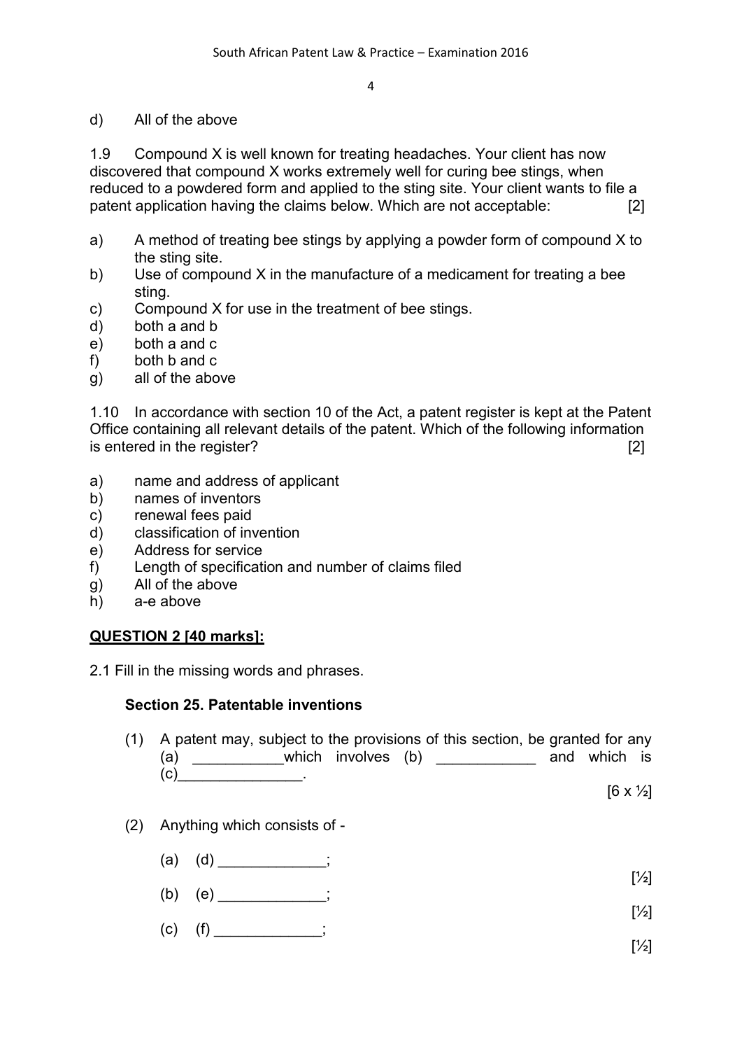d) All of the above

1.9 Compound X is well known for treating headaches. Your client has now discovered that compound X works extremely well for curing bee stings, when reduced to a powdered form and applied to the sting site. Your client wants to file a patent application having the claims below. Which are not acceptable: [2]

a) A method of treating bee stings by applying a powder form of compound X to the sting site.
b) Use of compound X in the manufacture of a medicament for treating a bee sting.
c) Compound X for use in the treatment of bee stings.
d) both a and b
e) both a and c
f) both b and c
g) all of the above

1.10 In accordance with section 10 of the Act, a patent register is kept at the Patent Office containing all relevant details of the patent. Which of the following information is entered in the register? [2]

a) name and address of applicant
b) names of inventors
c) renewal fees paid
d) classification of invention
e) Address for service
f) Length of specification and number of claims filed
g) All of the above
h) a-e above

**QUESTION 2 [40 marks]:**

2.1 Fill in the missing words and phrases.

**Section 25. Patentable inventions**

(1) A patent may, subject to the provisions of this section, be granted for any (a) ___________which involves (b) ____________ and which is (c)_______________.

[6 x ½]

(2) Anything which consists of -

(a) (d) _____________;

[½]

(b) (e) _____________;

[½]

(c) (f) _____________;

[½]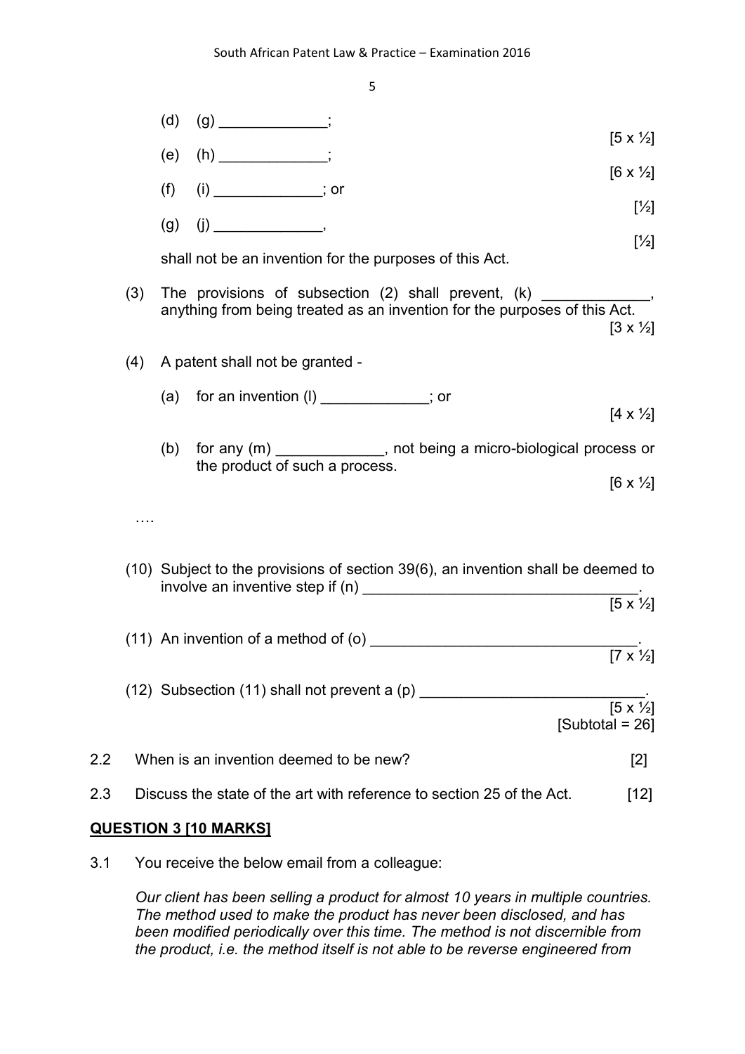(d) (g) _____________;

[5 x ½]

(e) (h) _____________;

[6 x ½]

(f) (i) _____________; or

[½]

(g) (j) _____________,

[½]

shall not be an invention for the purposes of this Act.

(3) The provisions of subsection (2) shall prevent, (k) _____________, anything from being treated as an invention for the purposes of this Act.

[3 x ½]

(4) A patent shall not be granted -

(a) for an invention (l) _____________; or

[4 x ½]

(b) for any (m) _____________, not being a micro-biological process or the product of such a process.

[6 x ½]

….

(10) Subject to the provisions of section 39(6), an invention shall be deemed to involve an inventive step if (n) _________________________________.

[5 x ½]

(11) An invention of a method of (o) ________________________________.

[7 x ½]

(12) Subsection (11) shall not prevent a (p) ___________________________.

[5 x ½]

[Subtotal = 26]

2.2 When is an invention deemed to be new? [2]

2.3 Discuss the state of the art with reference to section 25 of the Act. [12]

## QUESTION 3 [10 MARKS]

3.1 You receive the below email from a colleague:

*Our client has been selling a product for almost 10 years in multiple countries. The method used to make the product has never been disclosed, and has been modified periodically over this time. The method is not discernible from the product, i.e. the method itself is not able to be reverse engineered from*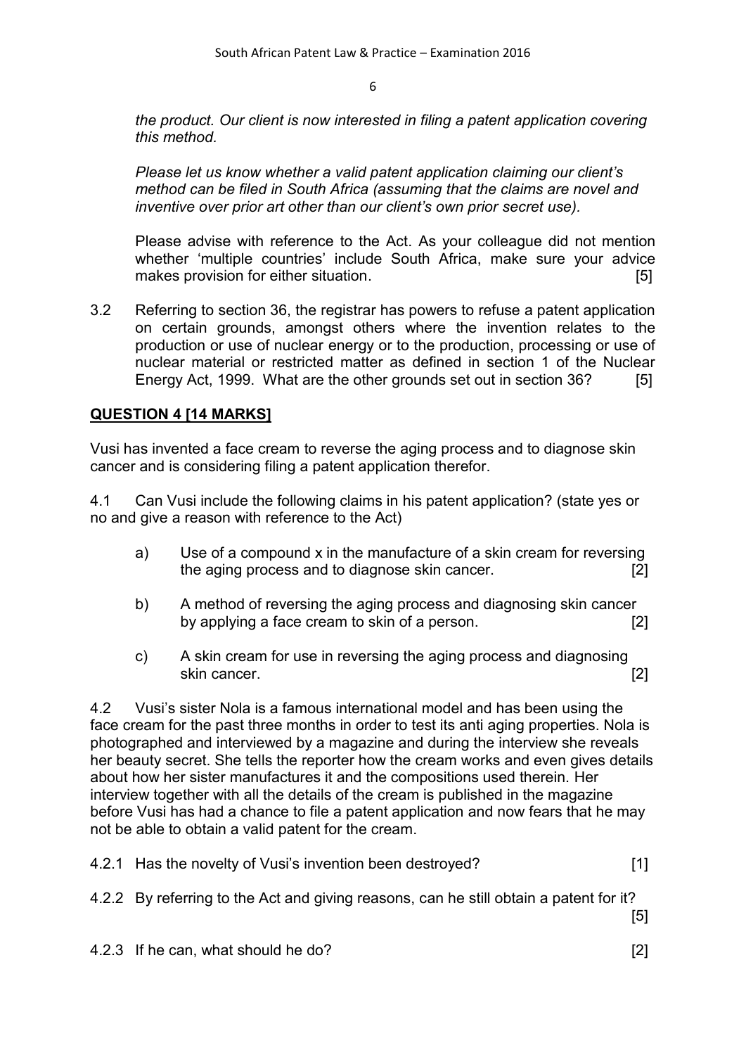*the product. Our client is now interested in filing a patent application covering this method.*

*Please let us know whether a valid patent application claiming our client's method can be filed in South Africa (assuming that the claims are novel and inventive over prior art other than our client's own prior secret use).*

Please advise with reference to the Act. As your colleague did not mention whether 'multiple countries' include South Africa, make sure your advice makes provision for either situation. [5]

3.2 Referring to section 36, the registrar has powers to refuse a patent application on certain grounds, amongst others where the invention relates to the production or use of nuclear energy or to the production, processing or use of nuclear material or restricted matter as defined in section 1 of the Nuclear Energy Act, 1999. What are the other grounds set out in section 36? [5]

## QUESTION 4 [14 MARKS]

Vusi has invented a face cream to reverse the aging process and to diagnose skin cancer and is considering filing a patent application therefor.

4.1 Can Vusi include the following claims in his patent application? (state yes or no and give a reason with reference to the Act)

a) Use of a compound x in the manufacture of a skin cream for reversing the aging process and to diagnose skin cancer. [2]

b) A method of reversing the aging process and diagnosing skin cancer by applying a face cream to skin of a person. [2]

c) A skin cream for use in reversing the aging process and diagnosing skin cancer. [2]

4.2 Vusi's sister Nola is a famous international model and has been using the face cream for the past three months in order to test its anti aging properties. Nola is photographed and interviewed by a magazine and during the interview she reveals her beauty secret. She tells the reporter how the cream works and even gives details about how her sister manufactures it and the compositions used therein. Her interview together with all the details of the cream is published in the magazine before Vusi has had a chance to file a patent application and now fears that he may not be able to obtain a valid patent for the cream.

4.2.1 Has the novelty of Vusi's invention been destroyed? [1]

4.2.2 By referring to the Act and giving reasons, can he still obtain a patent for it? [5]

4.2.3 If he can, what should he do? [2]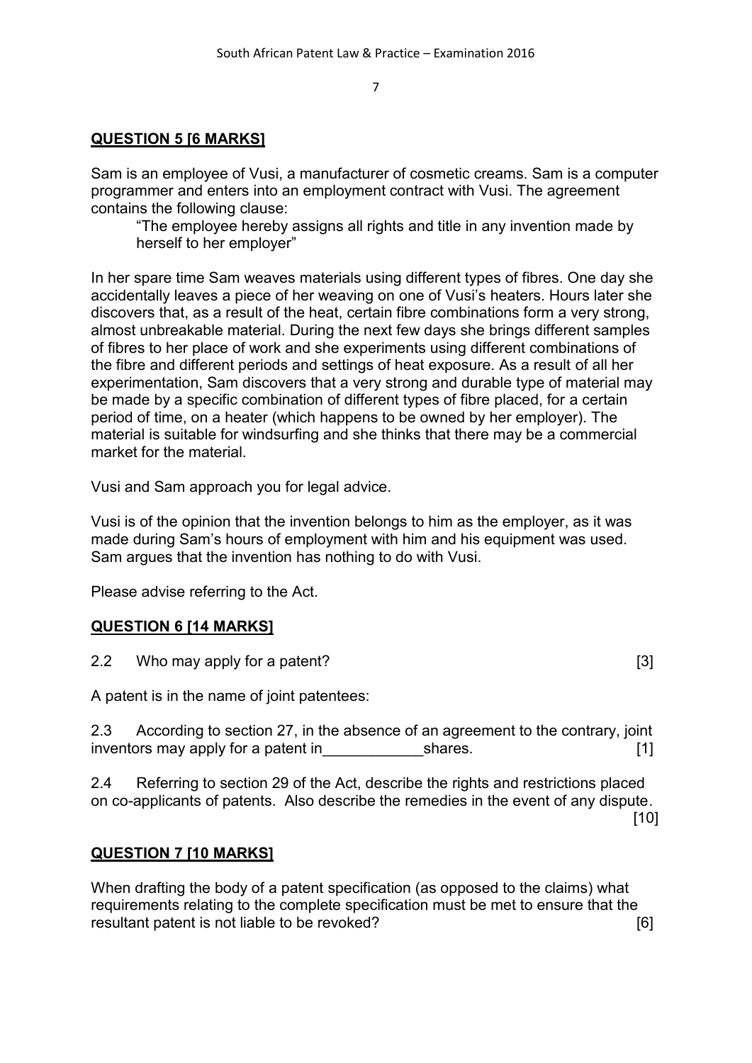## QUESTION 5 [6 MARKS]

Sam is an employee of Vusi, a manufacturer of cosmetic creams. Sam is a computer programmer and enters into an employment contract with Vusi. The agreement contains the following clause:

> "The employee hereby assigns all rights and title in any invention made by herself to her employer"

In her spare time Sam weaves materials using different types of fibres. One day she accidentally leaves a piece of her weaving on one of Vusi's heaters. Hours later she discovers that, as a result of the heat, certain fibre combinations form a very strong, almost unbreakable material. During the next few days she brings different samples of fibres to her place of work and she experiments using different combinations of the fibre and different periods and settings of heat exposure. As a result of all her experimentation, Sam discovers that a very strong and durable type of material may be made by a specific combination of different types of fibre placed, for a certain period of time, on a heater (which happens to be owned by her employer). The material is suitable for windsurfing and she thinks that there may be a commercial market for the material.

Vusi and Sam approach you for legal advice.

Vusi is of the opinion that the invention belongs to him as the employer, as it was made during Sam's hours of employment with him and his equipment was used. Sam argues that the invention has nothing to do with Vusi.

Please advise referring to the Act.

## QUESTION 6 [14 MARKS]

2.2 Who may apply for a patent? [3]

A patent is in the name of joint patentees:

2.3 According to section 27, in the absence of an agreement to the contrary, joint inventors may apply for a patent in____________shares. [1]

2.4 Referring to section 29 of the Act, describe the rights and restrictions placed on co-applicants of patents. Also describe the remedies in the event of any dispute. [10]

## QUESTION 7 [10 MARKS]

When drafting the body of a patent specification (as opposed to the claims) what requirements relating to the complete specification must be met to ensure that the resultant patent is not liable to be revoked? [6]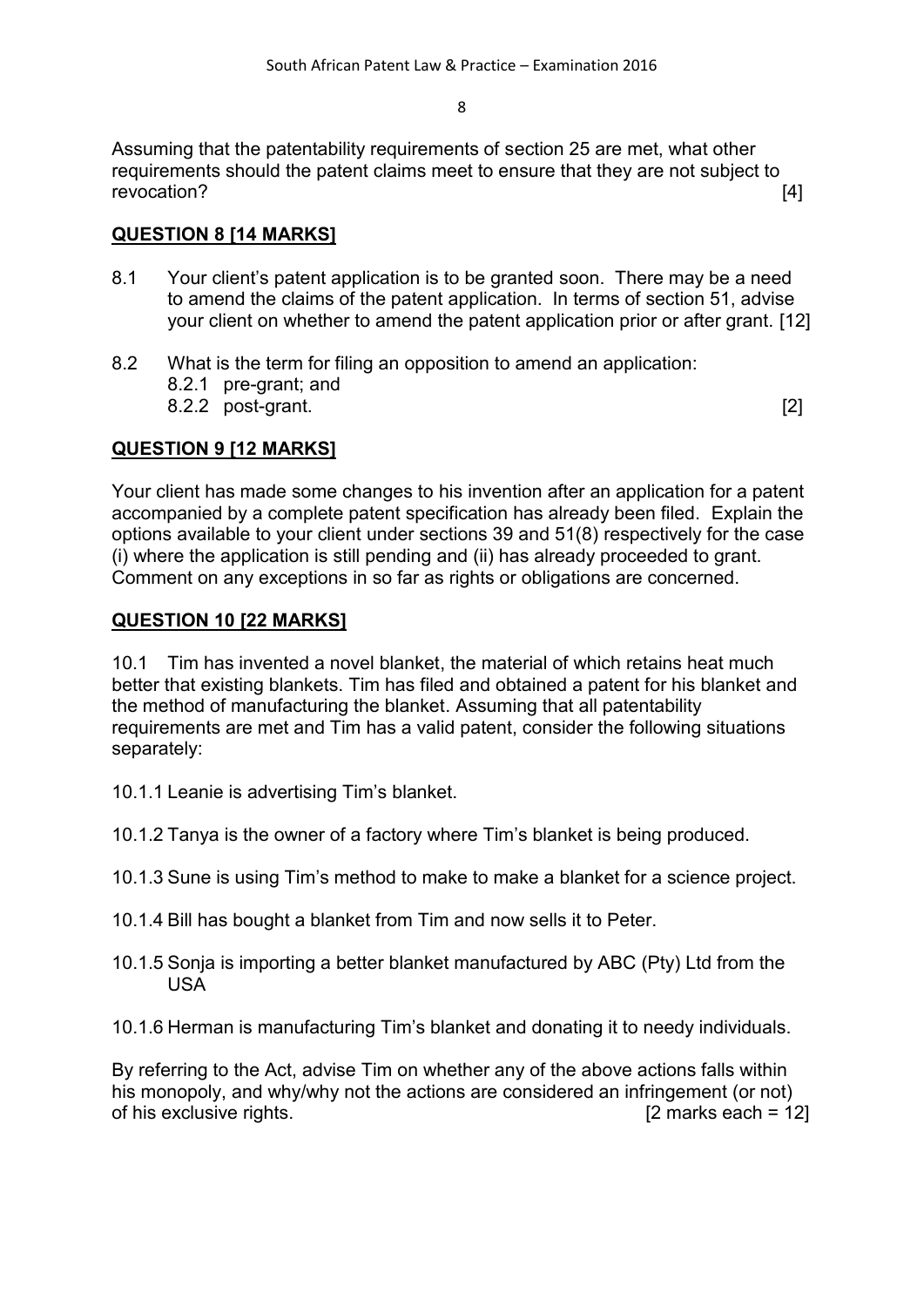Assuming that the patentability requirements of section 25 are met, what other requirements should the patent claims meet to ensure that they are not subject to revocation? [4]

## QUESTION 8 [14 MARKS]

8.1 Your client's patent application is to be granted soon. There may be a need to amend the claims of the patent application. In terms of section 51, advise your client on whether to amend the patent application prior or after grant. [12]

8.2 What is the term for filing an opposition to amend an application:
   8.2.1 pre-grant; and
   8.2.2 post-grant. [2]

## QUESTION 9 [12 MARKS]

Your client has made some changes to his invention after an application for a patent accompanied by a complete patent specification has already been filed. Explain the options available to your client under sections 39 and 51(8) respectively for the case (i) where the application is still pending and (ii) has already proceeded to grant. Comment on any exceptions in so far as rights or obligations are concerned.

## QUESTION 10 [22 MARKS]

10.1 Tim has invented a novel blanket, the material of which retains heat much better that existing blankets. Tim has filed and obtained a patent for his blanket and the method of manufacturing the blanket. Assuming that all patentability requirements are met and Tim has a valid patent, consider the following situations separately:

10.1.1 Leanie is advertising Tim's blanket.

10.1.2 Tanya is the owner of a factory where Tim's blanket is being produced.

10.1.3 Sune is using Tim's method to make to make a blanket for a science project.

10.1.4 Bill has bought a blanket from Tim and now sells it to Peter.

10.1.5 Sonja is importing a better blanket manufactured by ABC (Pty) Ltd from the USA

10.1.6 Herman is manufacturing Tim's blanket and donating it to needy individuals.

By referring to the Act, advise Tim on whether any of the above actions falls within his monopoly, and why/why not the actions are considered an infringement (or not) of his exclusive rights. [2 marks each = 12]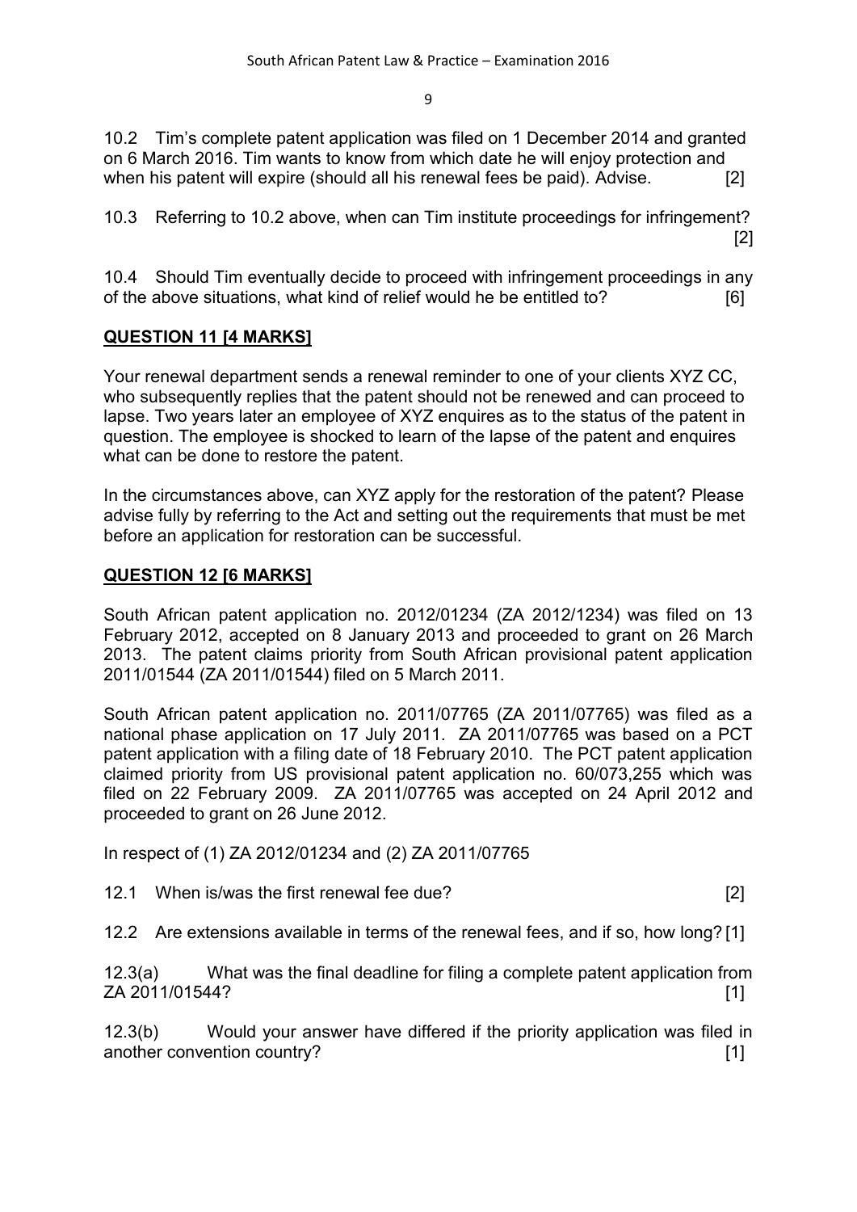10.2 Tim's complete patent application was filed on 1 December 2014 and granted on 6 March 2016. Tim wants to know from which date he will enjoy protection and when his patent will expire (should all his renewal fees be paid). Advise. [2]

10.3 Referring to 10.2 above, when can Tim institute proceedings for infringement? [2]

10.4 Should Tim eventually decide to proceed with infringement proceedings in any of the above situations, what kind of relief would he be entitled to? [6]

## QUESTION 11 [4 MARKS]

Your renewal department sends a renewal reminder to one of your clients XYZ CC, who subsequently replies that the patent should not be renewed and can proceed to lapse. Two years later an employee of XYZ enquires as to the status of the patent in question. The employee is shocked to learn of the lapse of the patent and enquires what can be done to restore the patent.

In the circumstances above, can XYZ apply for the restoration of the patent? Please advise fully by referring to the Act and setting out the requirements that must be met before an application for restoration can be successful.

## QUESTION 12 [6 MARKS]

South African patent application no. 2012/01234 (ZA 2012/1234) was filed on 13 February 2012, accepted on 8 January 2013 and proceeded to grant on 26 March 2013. The patent claims priority from South African provisional patent application 2011/01544 (ZA 2011/01544) filed on 5 March 2011.

South African patent application no. 2011/07765 (ZA 2011/07765) was filed as a national phase application on 17 July 2011. ZA 2011/07765 was based on a PCT patent application with a filing date of 18 February 2010. The PCT patent application claimed priority from US provisional patent application no. 60/073,255 which was filed on 22 February 2009. ZA 2011/07765 was accepted on 24 April 2012 and proceeded to grant on 26 June 2012.

In respect of (1) ZA 2012/01234 and (2) ZA 2011/07765

12.1 When is/was the first renewal fee due? [2]

12.2 Are extensions available in terms of the renewal fees, and if so, how long? [1]

12.3(a) What was the final deadline for filing a complete patent application from ZA 2011/01544? [1]

12.3(b) Would your answer have differed if the priority application was filed in another convention country? [1]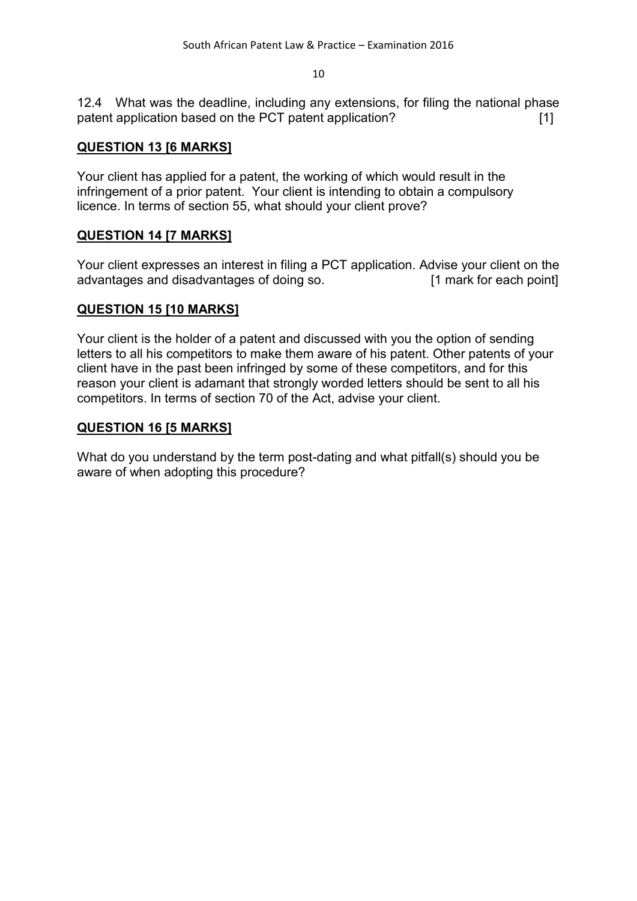12.4 What was the deadline, including any extensions, for filing the national phase patent application based on the PCT patent application? [1]

**QUESTION 13 [6 MARKS]**

Your client has applied for a patent, the working of which would result in the infringement of a prior patent. Your client is intending to obtain a compulsory licence. In terms of section 55, what should your client prove?

**QUESTION 14 [7 MARKS]**

Your client expresses an interest in filing a PCT application. Advise your client on the advantages and disadvantages of doing so. [1 mark for each point]

**QUESTION 15 [10 MARKS]**

Your client is the holder of a patent and discussed with you the option of sending letters to all his competitors to make them aware of his patent. Other patents of your client have in the past been infringed by some of these competitors, and for this reason your client is adamant that strongly worded letters should be sent to all his competitors. In terms of section 70 of the Act, advise your client.

**QUESTION 16 [5 MARKS]**

What do you understand by the term post-dating and what pitfall(s) should you be aware of when adopting this procedure?